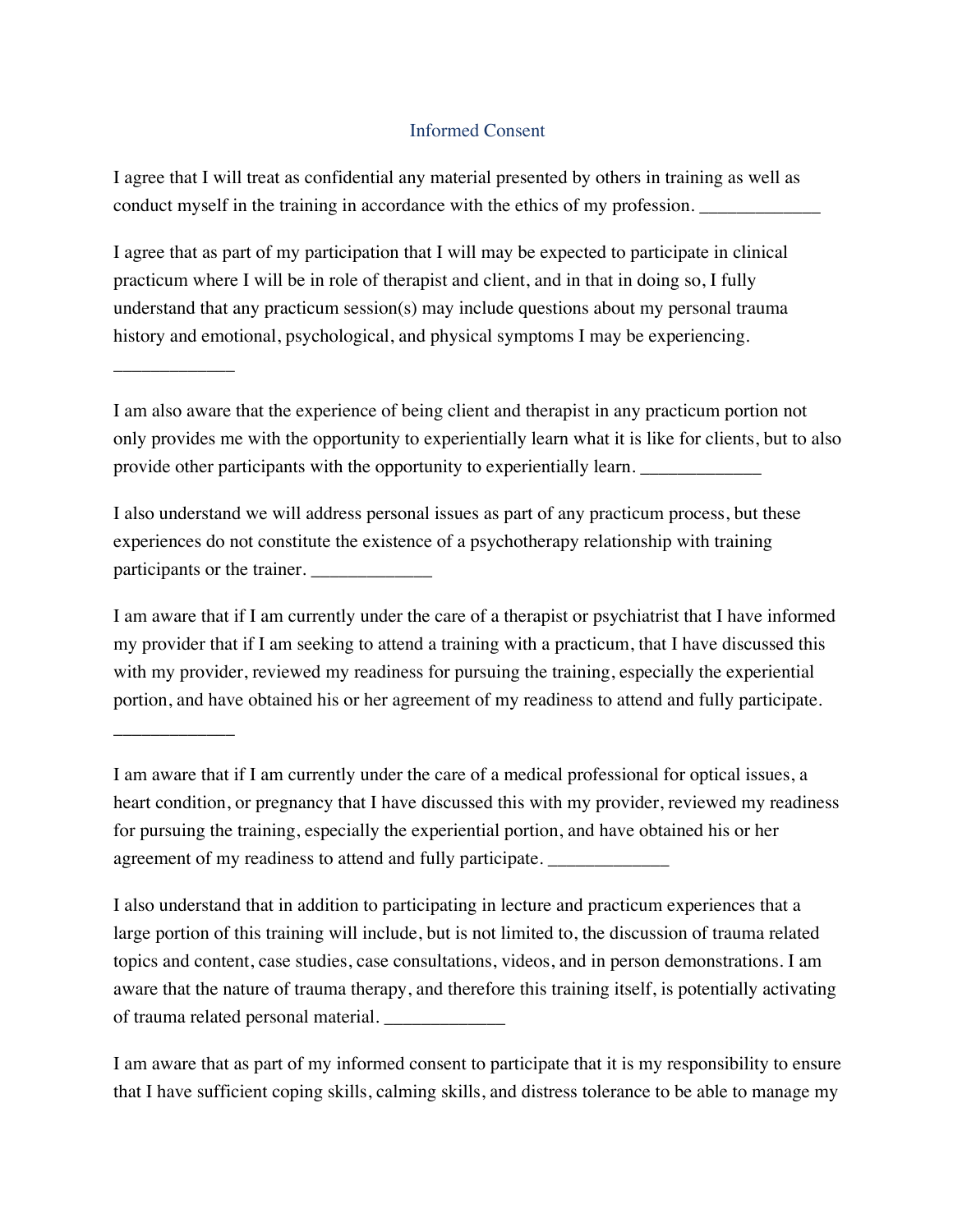# Informed Consent

I agree that I will treat as confidential any material presented by others in training as well as conduct myself in the training in accordance with the ethics of my profession. _____________

I agree that as part of my participation that I will may be expected to participate in clinical practicum where I will be in role of therapist and client, and in that in doing so, I fully understand that any practicum session(s) may include questions about my personal trauma history and emotional, psychological, and physical symptoms I may be experiencing. _____________

I am also aware that the experience of being client and therapist in any practicum portion not only provides me with the opportunity to experientially learn what it is like for clients, but to also provide other participants with the opportunity to experientially learn. _____________

I also understand we will address personal issues as part of any practicum process, but these experiences do not constitute the existence of a psychotherapy relationship with training participants or the trainer. _____________

I am aware that if I am currently under the care of a therapist or psychiatrist that I have informed my provider that if I am seeking to attend a training with a practicum, that I have discussed this with my provider, reviewed my readiness for pursuing the training, especially the experiential portion, and have obtained his or her agreement of my readiness to attend and fully participate. _____________

I am aware that if I am currently under the care of a medical professional for optical issues, a heart condition, or pregnancy that I have discussed this with my provider, reviewed my readiness for pursuing the training, especially the experiential portion, and have obtained his or her agreement of my readiness to attend and fully participate. _____________

I also understand that in addition to participating in lecture and practicum experiences that a large portion of this training will include, but is not limited to, the discussion of trauma related topics and content, case studies, case consultations, videos, and in person demonstrations. I am aware that the nature of trauma therapy, and therefore this training itself, is potentially activating of trauma related personal material. _____________

I am aware that as part of my informed consent to participate that it is my responsibility to ensure that I have sufficient coping skills, calming skills, and distress tolerance to be able to manage my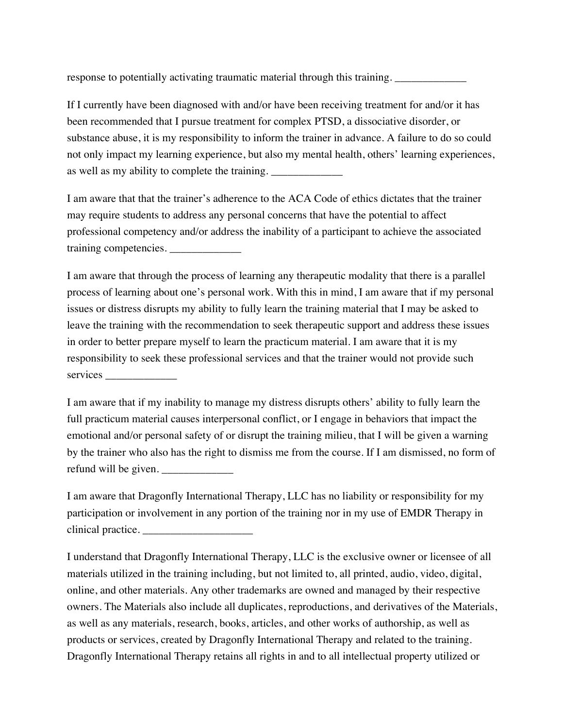response to potentially activating traumatic material through this training. _____________

If I currently have been diagnosed with and/or have been receiving treatment for and/or it has been recommended that I pursue treatment for complex PTSD, a dissociative disorder, or substance abuse, it is my responsibility to inform the trainer in advance. A failure to do so could not only impact my learning experience, but also my mental health, others' learning experiences, as well as my ability to complete the training. _____________

I am aware that that the trainer's adherence to the ACA Code of ethics dictates that the trainer may require students to address any personal concerns that have the potential to affect professional competency and/or address the inability of a participant to achieve the associated training competencies. _____________

I am aware that through the process of learning any therapeutic modality that there is a parallel process of learning about one's personal work. With this in mind, I am aware that if my personal issues or distress disrupts my ability to fully learn the training material that I may be asked to leave the training with the recommendation to seek therapeutic support and address these issues in order to better prepare myself to learn the practicum material. I am aware that it is my responsibility to seek these professional services and that the trainer would not provide such services _____________

I am aware that if my inability to manage my distress disrupts others' ability to fully learn the full practicum material causes interpersonal conflict, or I engage in behaviors that impact the emotional and/or personal safety of or disrupt the training milieu, that I will be given a warning by the trainer who also has the right to dismiss me from the course. If I am dismissed, no form of refund will be given. _____________

I am aware that Dragonfly International Therapy, LLC has no liability or responsibility for my participation or involvement in any portion of the training nor in my use of EMDR Therapy in clinical practice. ____________________

I understand that Dragonfly International Therapy, LLC is the exclusive owner or licensee of all materials utilized in the training including, but not limited to, all printed, audio, video, digital, online, and other materials. Any other trademarks are owned and managed by their respective owners. The Materials also include all duplicates, reproductions, and derivatives of the Materials, as well as any materials, research, books, articles, and other works of authorship, as well as products or services, created by Dragonfly International Therapy and related to the training. Dragonfly International Therapy retains all rights in and to all intellectual property utilized or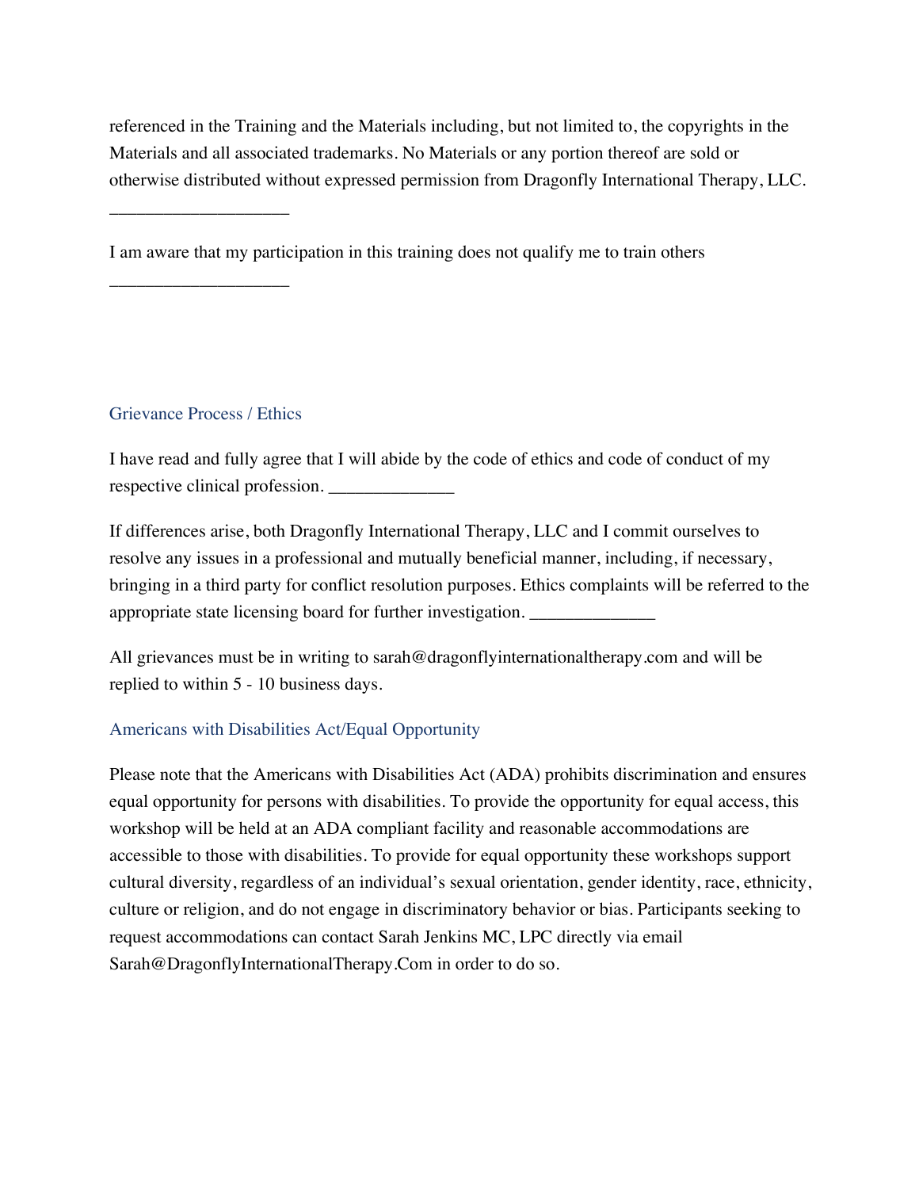referenced in the Training and the Materials including, but not limited to, the copyrights in the Materials and all associated trademarks. No Materials or any portion thereof are sold or otherwise distributed without expressed permission from Dragonfly International Therapy, LLC.

___________________

I am aware that my participation in this training does not qualify me to train others

___________________

## Grievance Process / Ethics

I have read and fully agree that I will abide by the code of ethics and code of conduct of my respective clinical profession. ______________

If differences arise, both Dragonfly International Therapy, LLC and I commit ourselves to resolve any issues in a professional and mutually beneficial manner, including, if necessary, bringing in a third party for conflict resolution purposes. Ethics complaints will be referred to the appropriate state licensing board for further investigation. ______________

All grievances must be in writing to sarah@dragonflyinternationaltherapy.com and will be replied to within 5 - 10 business days.

## Americans with Disabilities Act/Equal Opportunity

Please note that the Americans with Disabilities Act (ADA) prohibits discrimination and ensures equal opportunity for persons with disabilities. To provide the opportunity for equal access, this workshop will be held at an ADA compliant facility and reasonable accommodations are accessible to those with disabilities. To provide for equal opportunity these workshops support cultural diversity, regardless of an individual's sexual orientation, gender identity, race, ethnicity, culture or religion, and do not engage in discriminatory behavior or bias. Participants seeking to request accommodations can contact Sarah Jenkins MC, LPC directly via email Sarah@DragonflyInternationalTherapy.Com in order to do so.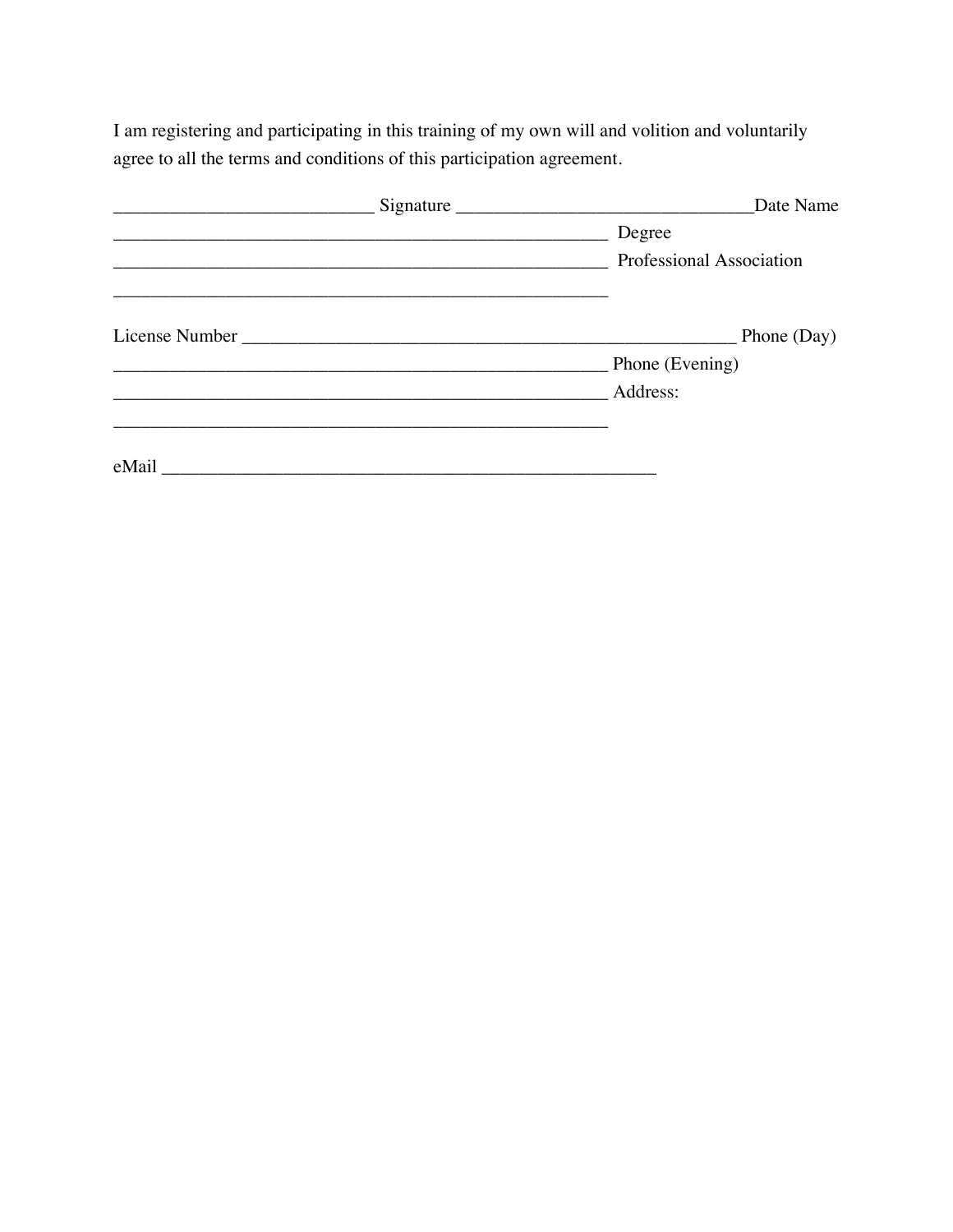I am registering and participating in this training of my own will and volition and voluntarily agree to all the terms and conditions of this participation agreement.

___________________________ Signature _______________________________Date Name
____________________________________________________ Degree
____________________________________________________ Professional Association
____________________________________________________

License Number ______________________________________________ Phone (Day)
____________________________________________________ Phone (Evening)
____________________________________________________ Address:
____________________________________________________

eMail ____________________________________________________